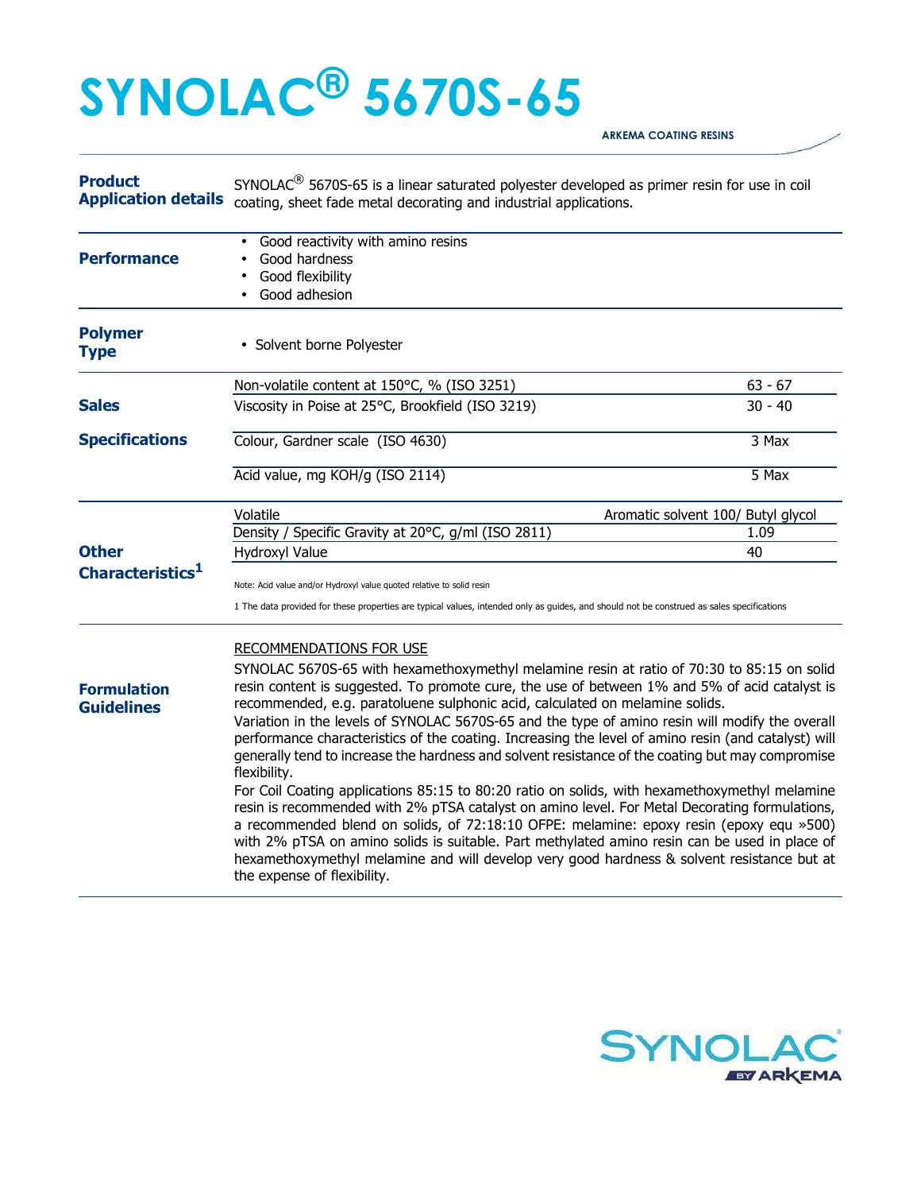# SYNOLAC® 5670S-65

ARKEMA COATING RESINS

## Product Application details

SYNOLAC® 5670S-65 is a linear saturated polyester developed as primer resin for use in coil coating, sheet fade metal decorating and industrial applications.

## Performance

- Good reactivity with amino resins
- Good hardness
- Good flexibility
- Good adhesion

## Polymer Type

- Solvent borne Polyester

## Sales Specifications

| Property | Value |
|---|---|
| Non-volatile content at 150°C, % (ISO 3251) | 63 - 67 |
| Viscosity in Poise at 25°C, Brookfield (ISO 3219) | 30 - 40 |
| Colour, Gardner scale (ISO 4630) | 3 Max |
| Acid value, mg KOH/g (ISO 2114) | 5 Max |

## Other Characteristics[1]

| Property | Value |
|---|---|
| Volatile | Aromatic solvent 100/ Butyl glycol |
| Density / Specific Gravity at 20°C, g/ml (ISO 2811) | 1.09 |
| Hydroxyl Value | 40 |

Note: Acid value and/or Hydroxyl value quoted relative to solid resin

1 The data provided for these properties are typical values, intended only as guides, and should not be construed as sales specifications

## Formulation Guidelines

RECOMMENDATIONS FOR USE

SYNOLAC 5670S-65 with hexamethoxymethyl melamine resin at ratio of 70:30 to 85:15 on solid resin content is suggested. To promote cure, the use of between 1% and 5% of acid catalyst is recommended, e.g. paratoluene sulphonic acid, calculated on melamine solids.

Variation in the levels of SYNOLAC 5670S-65 and the type of amino resin will modify the overall performance characteristics of the coating. Increasing the level of amino resin (and catalyst) will generally tend to increase the hardness and solvent resistance of the coating but may compromise flexibility.

For Coil Coating applications 85:15 to 80:20 ratio on solids, with hexamethoxymethyl melamine resin is recommended with 2% pTSA catalyst on amino level. For Metal Decorating formulations, a recommended blend on solids, of 72:18:10 OFPE: melamine: epoxy resin (epoxy equ »500) with 2% pTSA on amino solids is suitable. Part methylated amino resin can be used in place of hexamethoxymethyl melamine and will develop very good hardness & solvent resistance but at the expense of flexibility.

SYNOLAC® BY ARKEMA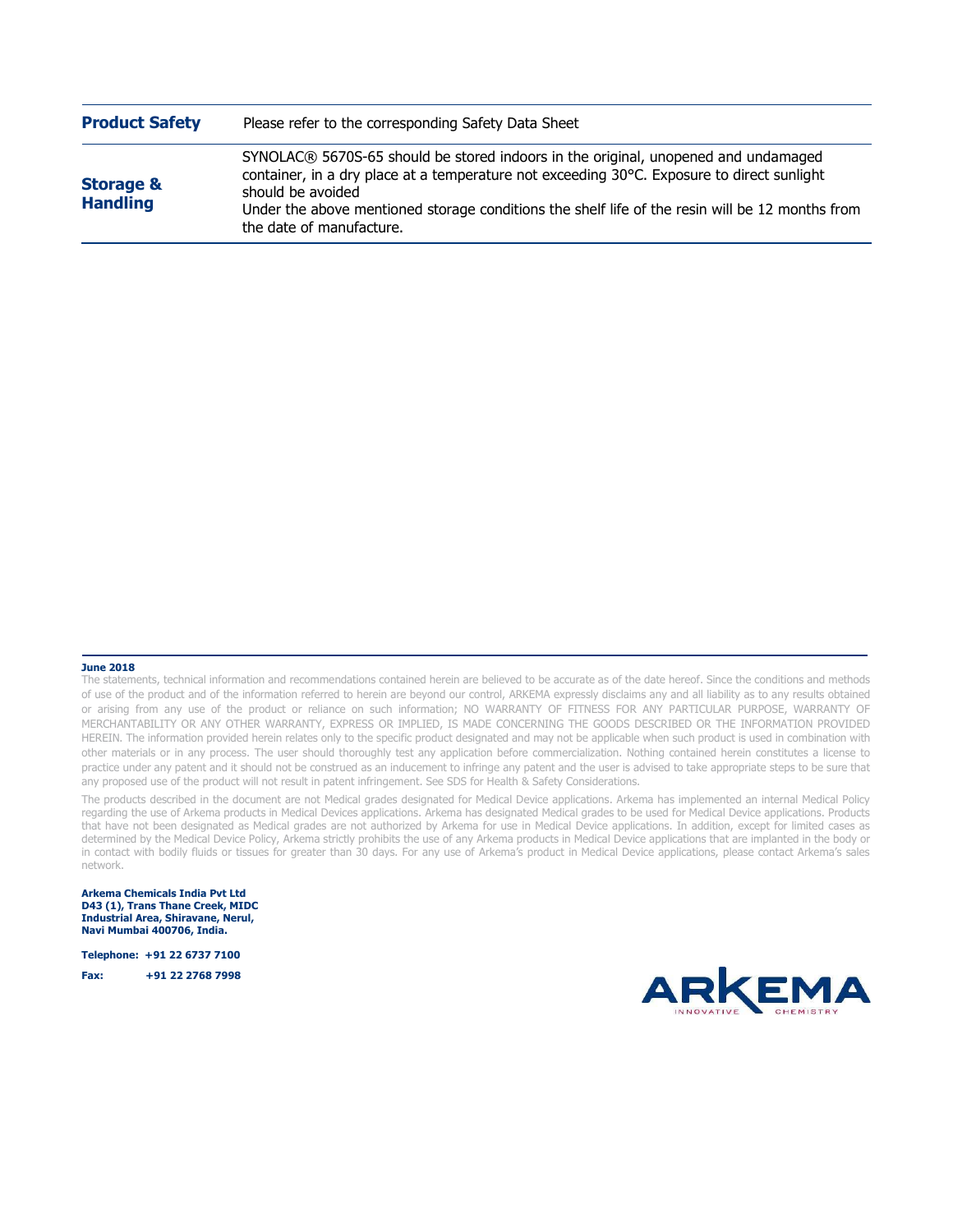| | |
|---|---|
| **Product Safety** | Please refer to the corresponding Safety Data Sheet |
| **Storage & Handling** | SYNOLAC® 5670S-65 should be stored indoors in the original, unopened and undamaged container, in a dry place at a temperature not exceeding 30°C. Exposure to direct sunlight should be avoided<br>Under the above mentioned storage conditions the shelf life of the resin will be 12 months from the date of manufacture. |

**June 2018**

The statements, technical information and recommendations contained herein are believed to be accurate as of the date hereof. Since the conditions and methods of use of the product and of the information referred to herein are beyond our control, ARKEMA expressly disclaims any and all liability as to any results obtained or arising from any use of the product or reliance on such information; NO WARRANTY OF FITNESS FOR ANY PARTICULAR PURPOSE, WARRANTY OF MERCHANTABILITY OR ANY OTHER WARRANTY, EXPRESS OR IMPLIED, IS MADE CONCERNING THE GOODS DESCRIBED OR THE INFORMATION PROVIDED HEREIN. The information provided herein relates only to the specific product designated and may not be applicable when such product is used in combination with other materials or in any process. The user should thoroughly test any application before commercialization. Nothing contained herein constitutes a license to practice under any patent and it should not be construed as an inducement to infringe any patent and the user is advised to take appropriate steps to be sure that any proposed use of the product will not result in patent infringement. See SDS for Health & Safety Considerations.

The products described in the document are not Medical grades designated for Medical Device applications. Arkema has implemented an internal Medical Policy regarding the use of Arkema products in Medical Devices applications. Arkema has designated Medical grades to be used for Medical Device applications. Products that have not been designated as Medical grades are not authorized by Arkema for use in Medical Device applications. In addition, except for limited cases as determined by the Medical Device Policy, Arkema strictly prohibits the use of any Arkema products in Medical Device applications that are implanted in the body or in contact with bodily fluids or tissues for greater than 30 days. For any use of Arkema's product in Medical Device applications, please contact Arkema's sales network.

**Arkema Chemicals India Pvt Ltd**
**D43 (1), Trans Thane Creek, MIDC**
**Industrial Area, Shiravane, Nerul,**
**Navi Mumbai 400706, India.**

**Telephone: +91 22 6737 7100**

**Fax: +91 22 2768 7998**

ARKEMA
INNOVATIVE CHEMISTRY